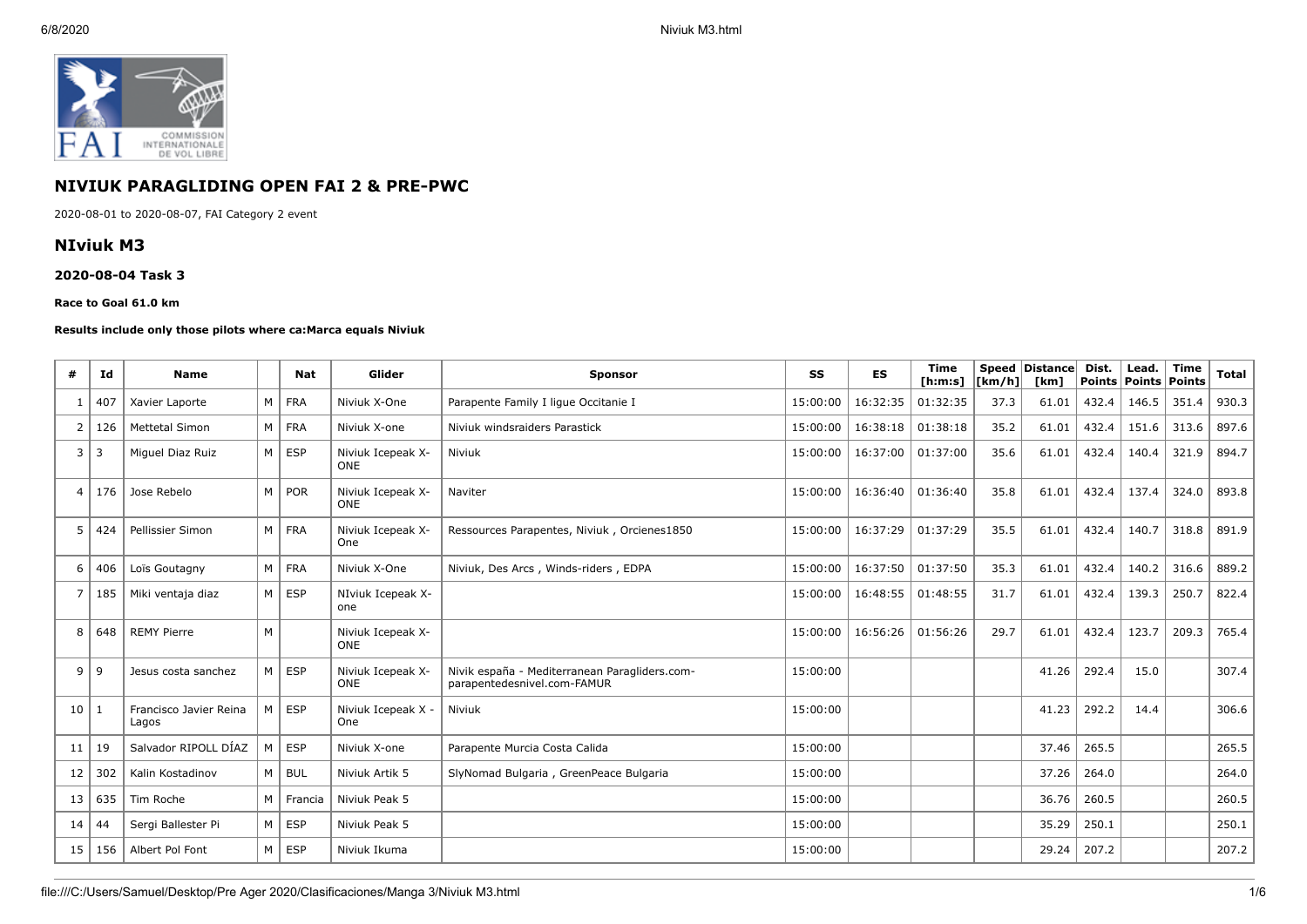# NIVIUK PARAGLIDING OPEN FAI 2 & PRE-PWC

2020-08-01 to 2020-08-07, FAI Category 2 event

## NIviuk M3

### 2020-08-04 Task 3

**Race to Goal 61.0 km**

**Results include only those pilots where ca:Marca equals Niviuk**

| # | Id | Name | | Nat | Glider | Sponsor | SS | ES | Time [h:m:s] | Speed [km/h] | Distance [km] | Dist. Points | Lead. Points | Time Points | Total |
|---|---|---|---|---|---|---|---|---|---|---|---|---|---|---|---|
| 1 | 407 | Xavier Laporte | M | FRA | Niviuk X-One | Parapente Family I ligue Occitanie I | 15:00:00 | 16:32:35 | 01:32:35 | 37.3 | 61.01 | 432.4 | 146.5 | 351.4 | 930.3 |
| 2 | 126 | Mettetal Simon | M | FRA | Niviuk X-one | Niviuk windsraiders Parastick | 15:00:00 | 16:38:18 | 01:38:18 | 35.2 | 61.01 | 432.4 | 151.6 | 313.6 | 897.6 |
| 3 | 3 | Miguel Diaz Ruiz | M | ESP | Niviuk Icepeak X-ONE | Niviuk | 15:00:00 | 16:37:00 | 01:37:00 | 35.6 | 61.01 | 432.4 | 140.4 | 321.9 | 894.7 |
| 4 | 176 | Jose Rebelo | M | POR | Niviuk Icepeak X-ONE | Naviter | 15:00:00 | 16:36:40 | 01:36:40 | 35.8 | 61.01 | 432.4 | 137.4 | 324.0 | 893.8 |
| 5 | 424 | Pellissier Simon | M | FRA | Niviuk Icepeak X-One | Ressources Parapentes, Niviuk , Orcienes1850 | 15:00:00 | 16:37:29 | 01:37:29 | 35.5 | 61.01 | 432.4 | 140.7 | 318.8 | 891.9 |
| 6 | 406 | Loïs Goutagny | M | FRA | Niviuk X-One | Niviuk, Des Arcs , Winds-riders , EDPA | 15:00:00 | 16:37:50 | 01:37:50 | 35.3 | 61.01 | 432.4 | 140.2 | 316.6 | 889.2 |
| 7 | 185 | Miki ventaja diaz | M | ESP | NIviuk Icepeak X-one | | 15:00:00 | 16:48:55 | 01:48:55 | 31.7 | 61.01 | 432.4 | 139.3 | 250.7 | 822.4 |
| 8 | 648 | REMY Pierre | M | | Niviuk Icepeak X-ONE | | 15:00:00 | 16:56:26 | 01:56:26 | 29.7 | 61.01 | 432.4 | 123.7 | 209.3 | 765.4 |
| 9 | 9 | Jesus costa sanchez | M | ESP | Niviuk Icepeak X-ONE | Nivik españa - Mediterranean Paragliders.com-parapentedesnivel.com-FAMUR | 15:00:00 | | | | 41.26 | 292.4 | 15.0 | | 307.4 |
| 10 | 1 | Francisco Javier Reina Lagos | M | ESP | Niviuk Icepeak X - One | Niviuk | 15:00:00 | | | | 41.23 | 292.2 | 14.4 | | 306.6 |
| 11 | 19 | Salvador RIPOLL DÍAZ | M | ESP | Niviuk X-one | Parapente Murcia Costa Calida | 15:00:00 | | | | 37.46 | 265.5 | | | 265.5 |
| 12 | 302 | Kalin Kostadinov | M | BUL | Niviuk Artik 5 | SlyNomad Bulgaria , GreenPeace Bulgaria | 15:00:00 | | | | 37.26 | 264.0 | | | 264.0 |
| 13 | 635 | Tim Roche | M | Francia | Niviuk Peak 5 | | 15:00:00 | | | | 36.76 | 260.5 | | | 260.5 |
| 14 | 44 | Sergi Ballester Pi | M | ESP | Niviuk Peak 5 | | 15:00:00 | | | | 35.29 | 250.1 | | | 250.1 |
| 15 | 156 | Albert Pol Font | M | ESP | Niviuk Ikuma | | 15:00:00 | | | | 29.24 | 207.2 | | | 207.2 |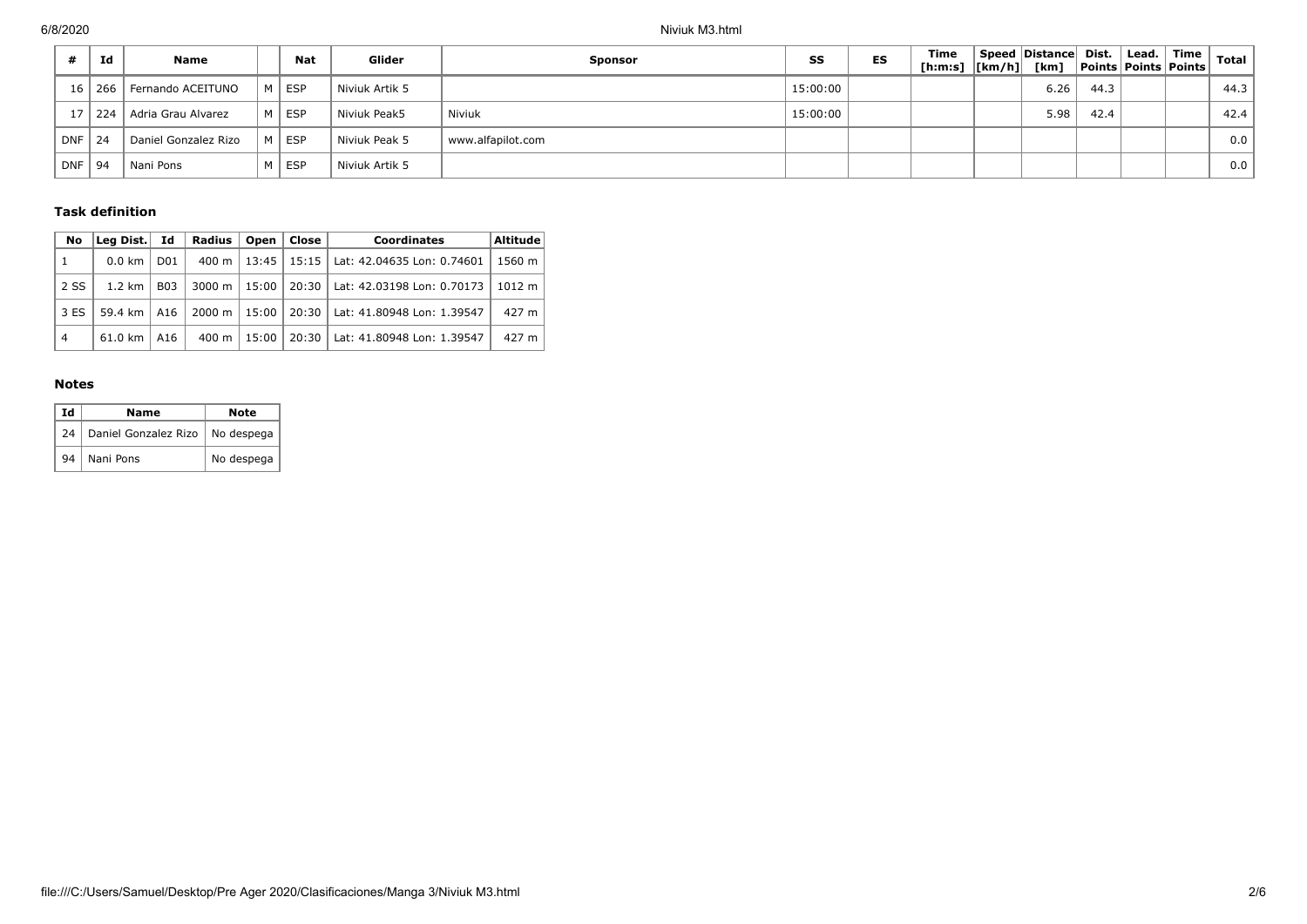| # | Id | Name | | Nat | Glider | Sponsor | SS | ES | Time [h:m:s] | Speed [km/h] | Distance [km] | Dist. Points | Lead. Points | Time Points | Total |
|---|---|---|---|---|---|---|---|---|---|---|---|---|---|---|---|
| 16 | 266 | Fernando ACEITUNO | M | ESP | Niviuk Artik 5 | | 15:00:00 | | | | 6.26 | 44.3 | | | 44.3 |
| 17 | 224 | Adria Grau Alvarez | M | ESP | Niviuk Peak5 | Niviuk | 15:00:00 | | | | 5.98 | 42.4 | | | 42.4 |
| DNF | 24 | Daniel Gonzalez Rizo | M | ESP | Niviuk Peak 5 | www.alfapilot.com | | | | | | | | | 0.0 |
| DNF | 94 | Nani Pons | M | ESP | Niviuk Artik 5 | | | | | | | | | | 0.0 |

### Task definition

| No | Leg Dist. | Id | Radius | Open | Close | Coordinates | Altitude |
|---|---|---|---|---|---|---|---|
| 1 | 0.0 km | D01 | 400 m | 13:45 | 15:15 | Lat: 42.04635 Lon: 0.74601 | 1560 m |
| 2 SS | 1.2 km | B03 | 3000 m | 15:00 | 20:30 | Lat: 42.03198 Lon: 0.70173 | 1012 m |
| 3 ES | 59.4 km | A16 | 2000 m | 15:00 | 20:30 | Lat: 41.80948 Lon: 1.39547 | 427 m |
| 4 | 61.0 km | A16 | 400 m | 15:00 | 20:30 | Lat: 41.80948 Lon: 1.39547 | 427 m |

### Notes

| Id | Name | Note |
|---|---|---|
| 24 | Daniel Gonzalez Rizo | No despega |
| 94 | Nani Pons | No despega |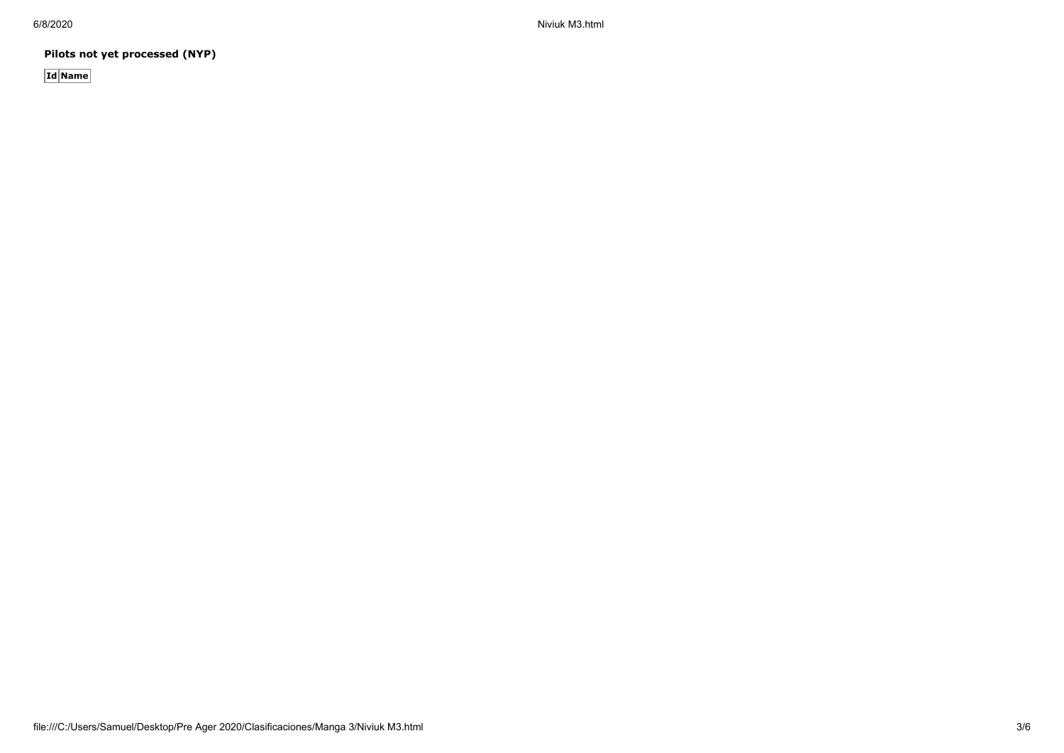**Pilots not yet processed (NYP)**

| Id | Name |
| --- | --- |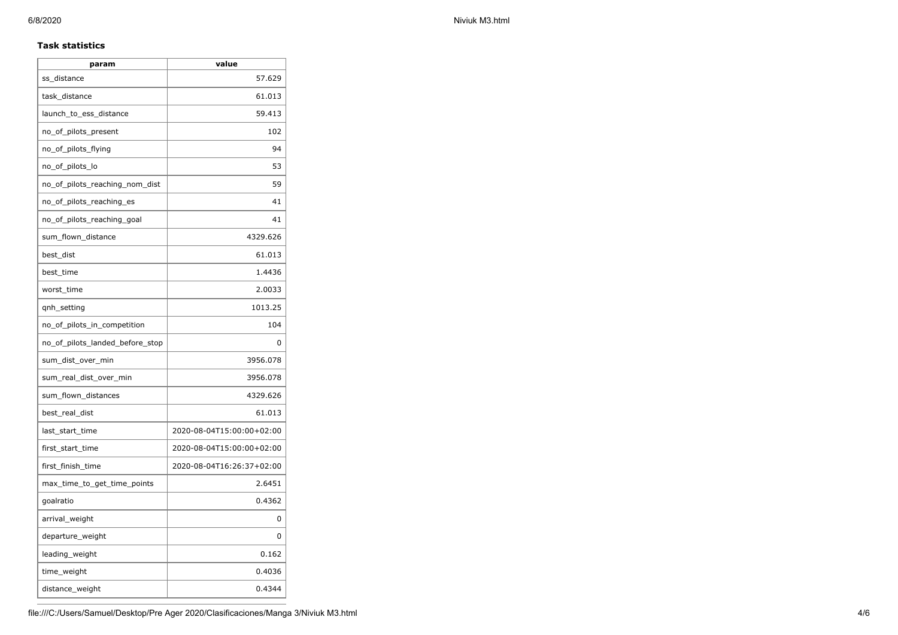**Task statistics**

| param | value |
| --- | --- |
| ss_distance | 57.629 |
| task_distance | 61.013 |
| launch_to_ess_distance | 59.413 |
| no_of_pilots_present | 102 |
| no_of_pilots_flying | 94 |
| no_of_pilots_lo | 53 |
| no_of_pilots_reaching_nom_dist | 59 |
| no_of_pilots_reaching_es | 41 |
| no_of_pilots_reaching_goal | 41 |
| sum_flown_distance | 4329.626 |
| best_dist | 61.013 |
| best_time | 1.4436 |
| worst_time | 2.0033 |
| qnh_setting | 1013.25 |
| no_of_pilots_in_competition | 104 |
| no_of_pilots_landed_before_stop | 0 |
| sum_dist_over_min | 3956.078 |
| sum_real_dist_over_min | 3956.078 |
| sum_flown_distances | 4329.626 |
| best_real_dist | 61.013 |
| last_start_time | 2020-08-04T15:00:00+02:00 |
| first_start_time | 2020-08-04T15:00:00+02:00 |
| first_finish_time | 2020-08-04T16:26:37+02:00 |
| max_time_to_get_time_points | 2.6451 |
| goalratio | 0.4362 |
| arrival_weight | 0 |
| departure_weight | 0 |
| leading_weight | 0.162 |
| time_weight | 0.4036 |
| distance_weight | 0.4344 |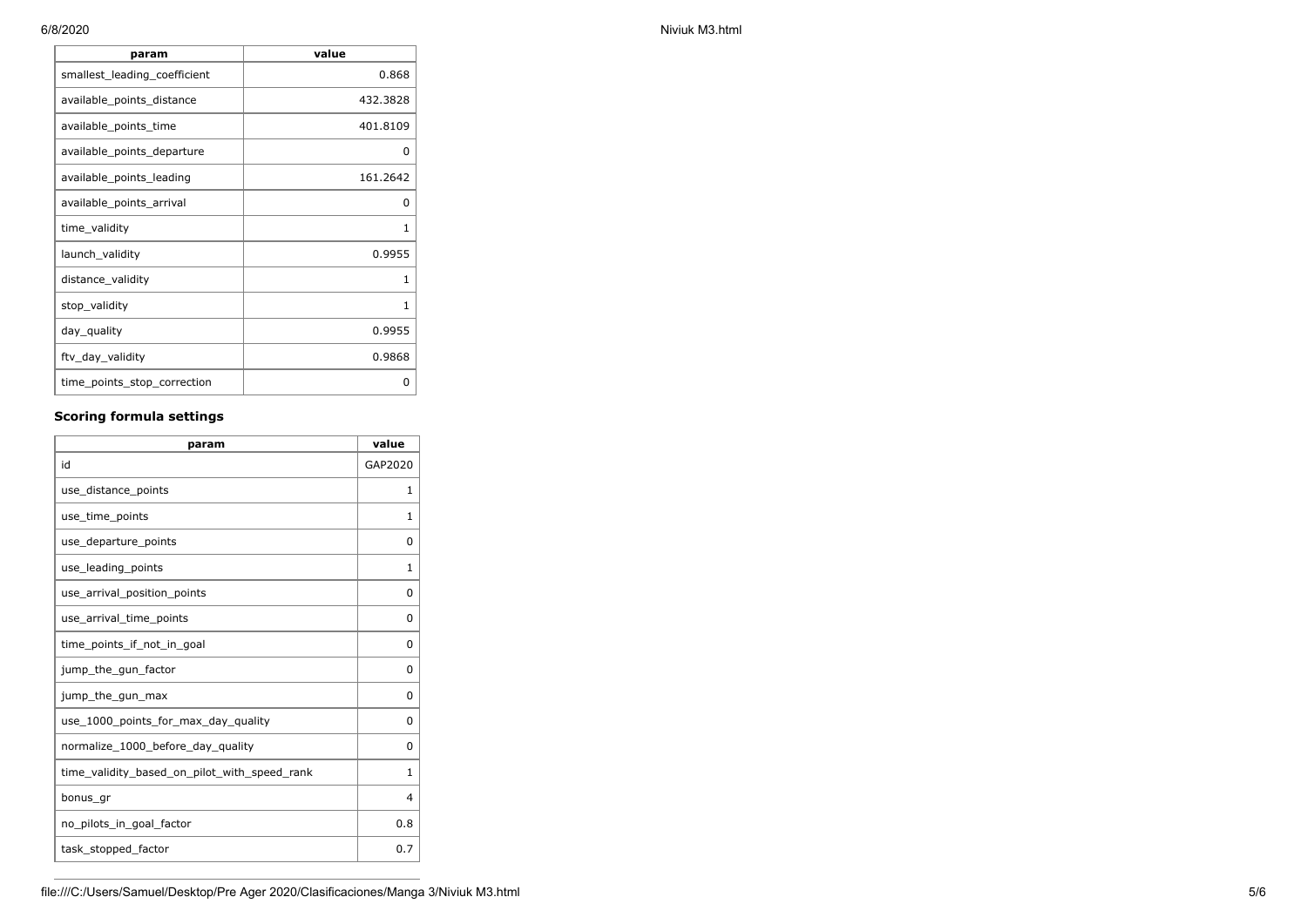| param | value |
| --- | --- |
| smallest_leading_coefficient | 0.868 |
| available_points_distance | 432.3828 |
| available_points_time | 401.8109 |
| available_points_departure | 0 |
| available_points_leading | 161.2642 |
| available_points_arrival | 0 |
| time_validity | 1 |
| launch_validity | 0.9955 |
| distance_validity | 1 |
| stop_validity | 1 |
| day_quality | 0.9955 |
| ftv_day_validity | 0.9868 |
| time_points_stop_correction | 0 |

### Scoring formula settings

| param | value |
| --- | --- |
| id | GAP2020 |
| use_distance_points | 1 |
| use_time_points | 1 |
| use_departure_points | 0 |
| use_leading_points | 1 |
| use_arrival_position_points | 0 |
| use_arrival_time_points | 0 |
| time_points_if_not_in_goal | 0 |
| jump_the_gun_factor | 0 |
| jump_the_gun_max | 0 |
| use_1000_points_for_max_day_quality | 0 |
| normalize_1000_before_day_quality | 0 |
| time_validity_based_on_pilot_with_speed_rank | 1 |
| bonus_gr | 4 |
| no_pilots_in_goal_factor | 0.8 |
| task_stopped_factor | 0.7 |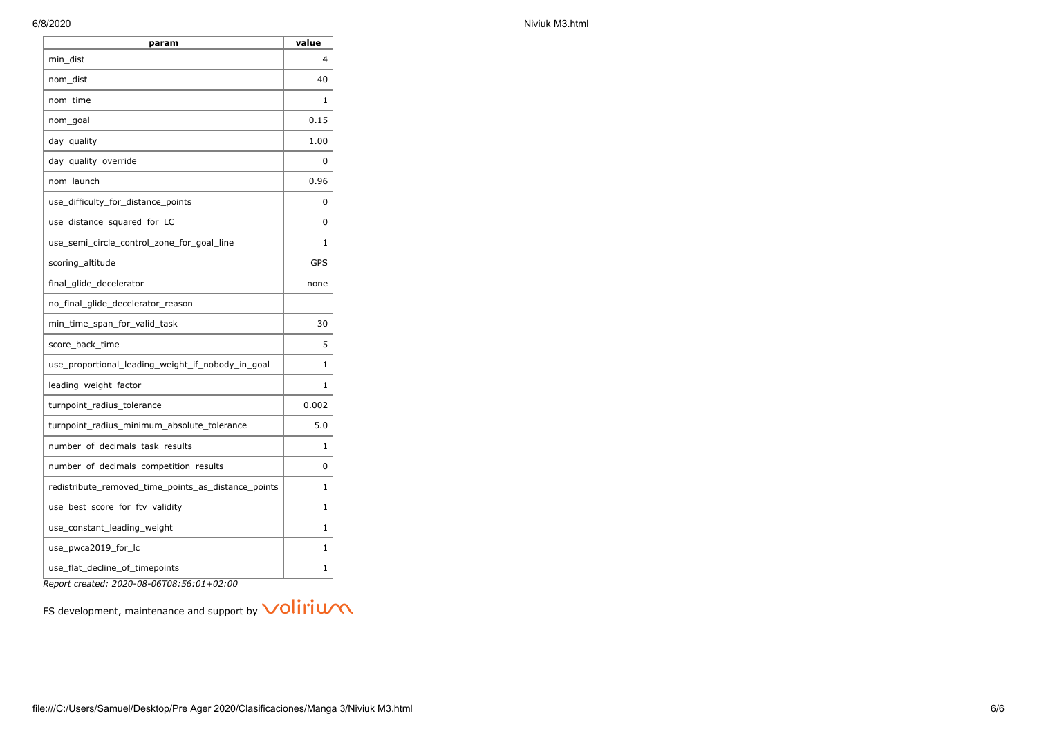| param | value |
|---|---|
| min_dist | 4 |
| nom_dist | 40 |
| nom_time | 1 |
| nom_goal | 0.15 |
| day_quality | 1.00 |
| day_quality_override | 0 |
| nom_launch | 0.96 |
| use_difficulty_for_distance_points | 0 |
| use_distance_squared_for_LC | 0 |
| use_semi_circle_control_zone_for_goal_line | 1 |
| scoring_altitude | GPS |
| final_glide_decelerator | none |
| no_final_glide_decelerator_reason | |
| min_time_span_for_valid_task | 30 |
| score_back_time | 5 |
| use_proportional_leading_weight_if_nobody_in_goal | 1 |
| leading_weight_factor | 1 |
| turnpoint_radius_tolerance | 0.002 |
| turnpoint_radius_minimum_absolute_tolerance | 5.0 |
| number_of_decimals_task_results | 1 |
| number_of_decimals_competition_results | 0 |
| redistribute_removed_time_points_as_distance_points | 1 |
| use_best_score_for_ftv_validity | 1 |
| use_constant_leading_weight | 1 |
| use_pwca2019_for_lc | 1 |
| use_flat_decline_of_timepoints | 1 |

*Report created: 2020-08-06T08:56:01+02:00*

FS development, maintenance and support by volirium